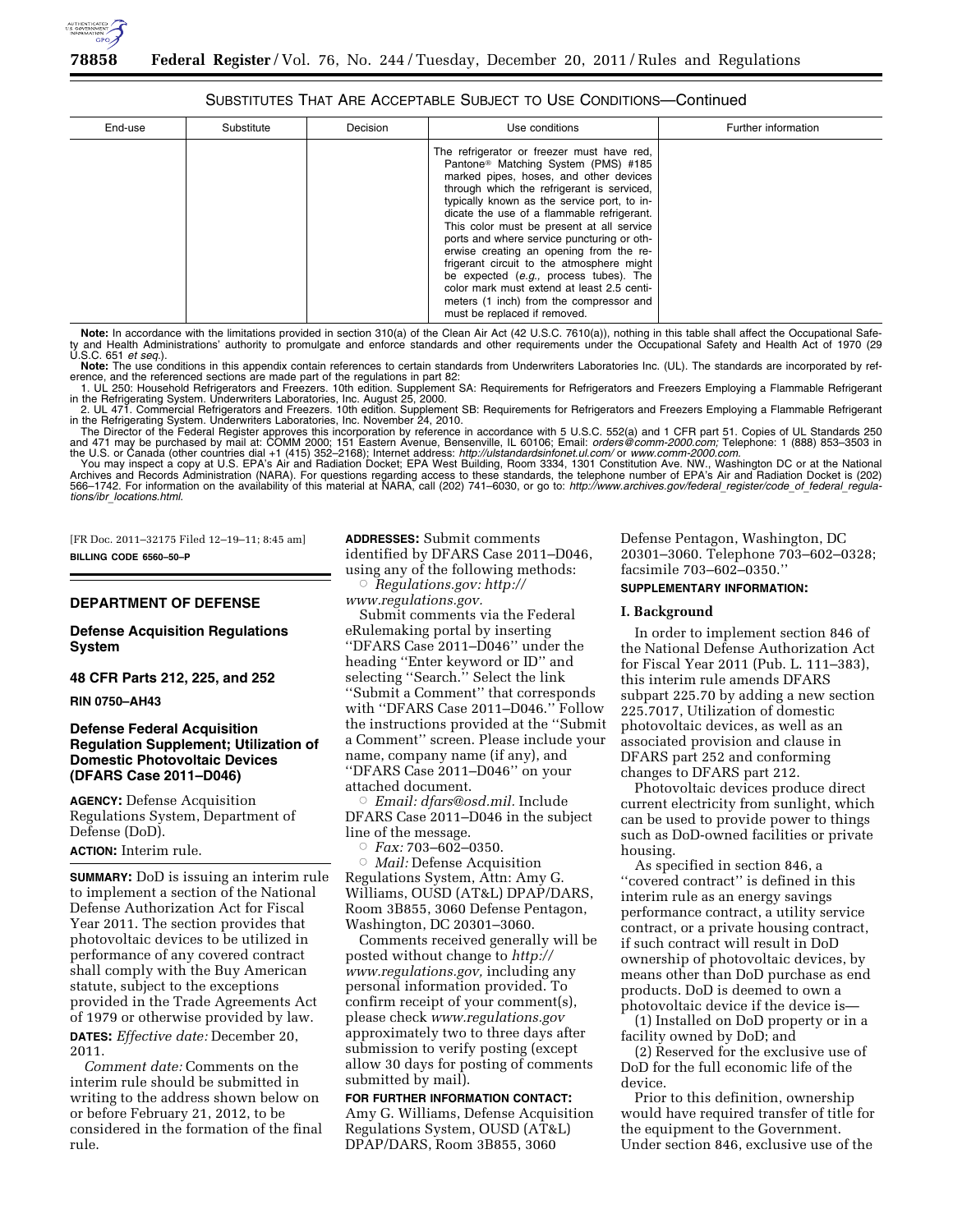## SUBSTITUTES THAT ARE ACCEPTABLE SUBJECT TO USE CONDITIONS—Continued

| End-use | Substitute | Decision | Use conditions | Further information |
|---|---|---|---|---|
| | | | The refrigerator or freezer must have red, Pantone® Matching System (PMS) #185 marked pipes, hoses, and other devices through which the refrigerant is serviced, typically known as the service port, to indicate the use of a flammable refrigerant. This color must be present at all service ports and where service puncturing or otherwise creating an opening from the refrigerant circuit to the atmosphere might be expected (*e.g.,* process tubes). The color mark must extend at least 2.5 centimeters (1 inch) from the compressor and must be replaced if removed. | |

**Note:** In accordance with the limitations provided in section 310(a) of the Clean Air Act (42 U.S.C. 7610(a)), nothing in this table shall affect the Occupational Safety and Health Administrations' authority to promulgate and enforce standards and other requirements under the Occupational Safety and Health Act of 1970 (29 U.S.C. 651 *et seq.*).

**Note:** The use conditions in this appendix contain references to certain standards from Underwriters Laboratories Inc. (UL). The standards are incorporated by reference, and the referenced sections are made part of the regulations in part 82:

1. UL 250: Household Refrigerators and Freezers. 10th edition. Supplement SA: Requirements for Refrigerators and Freezers Employing a Flammable Refrigerant in the Refrigerating System. Underwriters Laboratories, Inc. August 25, 2000.
2. UL 471. Commercial Refrigerators and Freezers. 10th edition. Supplement SB: Requirements for Refrigerators and Freezers Employing a Flammable Refrigerant in the Refrigerating System. Underwriters Laboratories, Inc. November 24, 2010.

The Director of the Federal Register approves this incorporation by reference in accordance with 5 U.S.C. 552(a) and 1 CFR part 51. Copies of UL Standards 250 and 471 may be purchased by mail at: COMM 2000; 151 Eastern Avenue, Bensenville, IL 60106; Email: *orders@comm-2000.com;* Telephone: 1 (888) 853–3503 in the U.S. or Canada (other countries dial +1 (415) 352–2168); Internet address: *http://ulstandardsinfonet.ul.com/* or *www.comm-2000.com.*

You may inspect a copy at U.S. EPA's Air and Radiation Docket; EPA West Building, Room 3334, 1301 Constitution Ave. NW., Washington DC or at the National Archives and Records Administration (NARA). For questions regarding access to these standards, the telephone number of EPA's Air and Radiation Docket is (202) 566–1742. For information on the availability of this material at NARA, call (202) 741–6030, or go to: *http://www.archives.gov/federal_register/code_of_federal_regulations/ibr_locations.html.*

[FR Doc. 2011–32175 Filed 12–19–11; 8:45 am]

**BILLING CODE 6560–50–P**

## DEPARTMENT OF DEFENSE

### Defense Acquisition Regulations System

### 48 CFR Parts 212, 225, and 252

**RIN 0750–AH43**

### Defense Federal Acquisition Regulation Supplement; Utilization of Domestic Photovoltaic Devices (DFARS Case 2011–D046)

**AGENCY:** Defense Acquisition Regulations System, Department of Defense (DoD).

**ACTION:** Interim rule.

**SUMMARY:** DoD is issuing an interim rule to implement a section of the National Defense Authorization Act for Fiscal Year 2011. The section provides that photovoltaic devices to be utilized in performance of any covered contract shall comply with the Buy American statute, subject to the exceptions provided in the Trade Agreements Act of 1979 or otherwise provided by law.

**DATES:** *Effective date:* December 20, 2011.

*Comment date:* Comments on the interim rule should be submitted in writing to the address shown below on or before February 21, 2012, to be considered in the formation of the final rule.

**ADDRESSES:** Submit comments identified by DFARS Case 2011–D046, using any of the following methods:

- *Regulations.gov: http://www.regulations.gov.*

Submit comments via the Federal eRulemaking portal by inserting ''DFARS Case 2011–D046'' under the heading ''Enter keyword or ID'' and selecting ''Search.'' Select the link ''Submit a Comment'' that corresponds with ''DFARS Case 2011–D046.'' Follow the instructions provided at the ''Submit a Comment'' screen. Please include your name, company name (if any), and ''DFARS Case 2011–D046'' on your attached document.

- *Email: dfars@osd.mil.* Include DFARS Case 2011–D046 in the subject line of the message.
- *Fax:* 703–602–0350.
- *Mail:* Defense Acquisition Regulations System, Attn: Amy G. Williams, OUSD (AT&L) DPAP/DARS, Room 3B855, 3060 Defense Pentagon, Washington, DC 20301–3060.

Comments received generally will be posted without change to *http://www.regulations.gov,* including any personal information provided. To confirm receipt of your comment(s), please check *www.regulations.gov* approximately two to three days after submission to verify posting (except allow 30 days for posting of comments submitted by mail).

**FOR FURTHER INFORMATION CONTACT:** Amy G. Williams, Defense Acquisition Regulations System, OUSD (AT&L) DPAP/DARS, Room 3B855, 3060 Defense Pentagon, Washington, DC 20301–3060. Telephone 703–602–0328; facsimile 703–602–0350.''

**SUPPLEMENTARY INFORMATION:**

### I. Background

In order to implement section 846 of the National Defense Authorization Act for Fiscal Year 2011 (Pub. L. 111–383), this interim rule amends DFARS subpart 225.70 by adding a new section 225.7017, Utilization of domestic photovoltaic devices, as well as an associated provision and clause in DFARS part 252 and conforming changes to DFARS part 212.

Photovoltaic devices produce direct current electricity from sunlight, which can be used to provide power to things such as DoD-owned facilities or private housing.

As specified in section 846, a ''covered contract'' is defined in this interim rule as an energy savings performance contract, a utility service contract, or a private housing contract, if such contract will result in DoD ownership of photovoltaic devices, by means other than DoD purchase as end products. DoD is deemed to own a photovoltaic device if the device is—

(1) Installed on DoD property or in a facility owned by DoD; and

(2) Reserved for the exclusive use of DoD for the full economic life of the device.

Prior to this definition, ownership would have required transfer of title for the equipment to the Government. Under section 846, exclusive use of the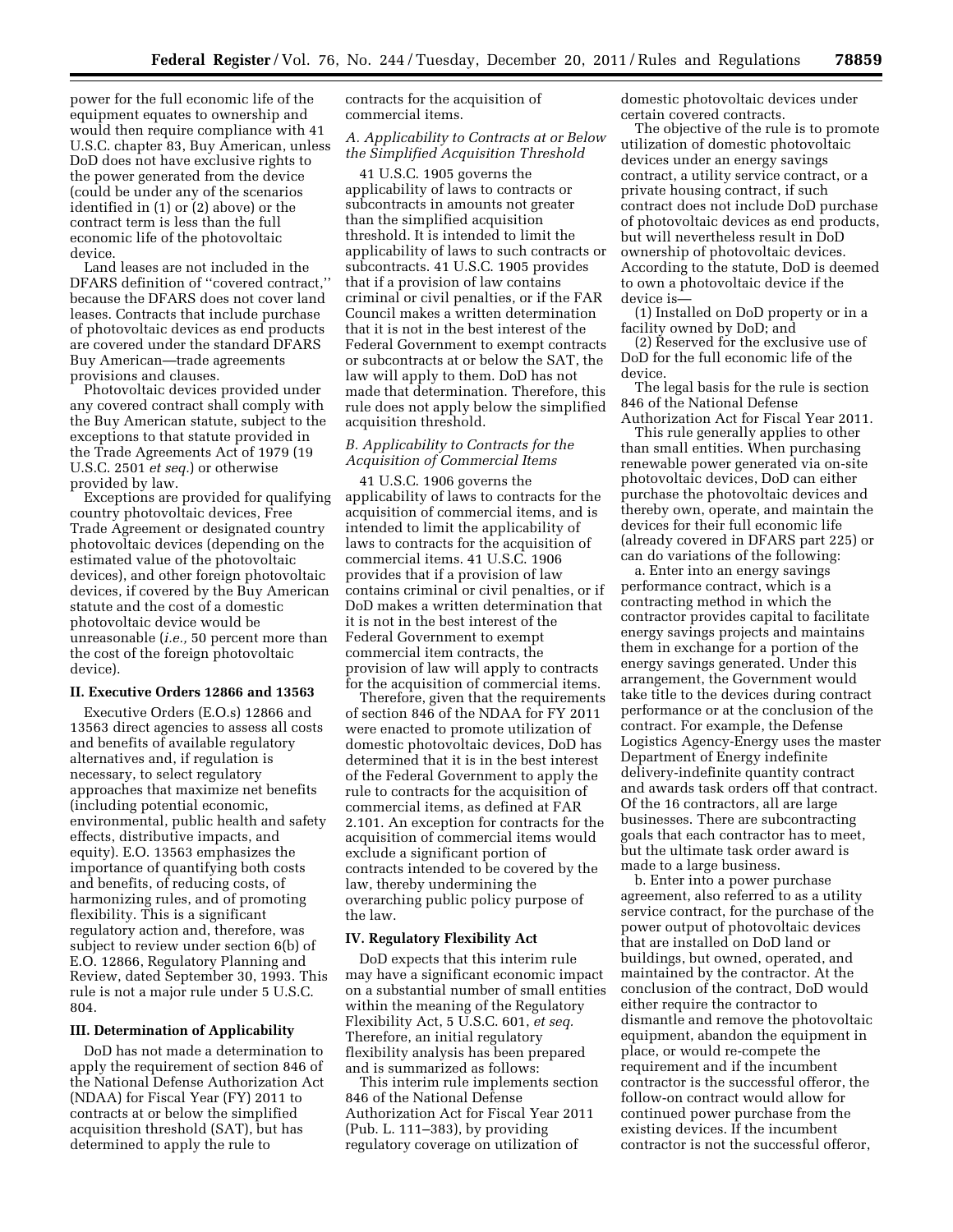power for the full economic life of the equipment equates to ownership and would then require compliance with 41 U.S.C. chapter 83, Buy American, unless DoD does not have exclusive rights to the power generated from the device (could be under any of the scenarios identified in (1) or (2) above) or the contract term is less than the full economic life of the photovoltaic device.

Land leases are not included in the DFARS definition of ''covered contract,'' because the DFARS does not cover land leases. Contracts that include purchase of photovoltaic devices as end products are covered under the standard DFARS Buy American—trade agreements provisions and clauses.

Photovoltaic devices provided under any covered contract shall comply with the Buy American statute, subject to the exceptions to that statute provided in the Trade Agreements Act of 1979 (19 U.S.C. 2501 *et seq.*) or otherwise provided by law.

Exceptions are provided for qualifying country photovoltaic devices, Free Trade Agreement or designated country photovoltaic devices (depending on the estimated value of the photovoltaic devices), and other foreign photovoltaic devices, if covered by the Buy American statute and the cost of a domestic photovoltaic device would be unreasonable (*i.e.,* 50 percent more than the cost of the foreign photovoltaic device).

## II. Executive Orders 12866 and 13563

Executive Orders (E.O.s) 12866 and 13563 direct agencies to assess all costs and benefits of available regulatory alternatives and, if regulation is necessary, to select regulatory approaches that maximize net benefits (including potential economic, environmental, public health and safety effects, distributive impacts, and equity). E.O. 13563 emphasizes the importance of quantifying both costs and benefits, of reducing costs, of harmonizing rules, and of promoting flexibility. This is a significant regulatory action and, therefore, was subject to review under section 6(b) of E.O. 12866, Regulatory Planning and Review, dated September 30, 1993. This rule is not a major rule under 5 U.S.C. 804.

## III. Determination of Applicability

DoD has not made a determination to apply the requirement of section 846 of the National Defense Authorization Act (NDAA) for Fiscal Year (FY) 2011 to contracts at or below the simplified acquisition threshold (SAT), but has determined to apply the rule to contracts for the acquisition of commercial items.

### *A. Applicability to Contracts at or Below the Simplified Acquisition Threshold*

41 U.S.C. 1905 governs the applicability of laws to contracts or subcontracts in amounts not greater than the simplified acquisition threshold. It is intended to limit the applicability of laws to such contracts or subcontracts. 41 U.S.C. 1905 provides that if a provision of law contains criminal or civil penalties, or if the FAR Council makes a written determination that it is not in the best interest of the Federal Government to exempt contracts or subcontracts at or below the SAT, the law will apply to them. DoD has not made that determination. Therefore, this rule does not apply below the simplified acquisition threshold.

### *B. Applicability to Contracts for the Acquisition of Commercial Items*

41 U.S.C. 1906 governs the applicability of laws to contracts for the acquisition of commercial items, and is intended to limit the applicability of laws to contracts for the acquisition of commercial items. 41 U.S.C. 1906 provides that if a provision of law contains criminal or civil penalties, or if DoD makes a written determination that it is not in the best interest of the Federal Government to exempt commercial item contracts, the provision of law will apply to contracts for the acquisition of commercial items.

Therefore, given that the requirements of section 846 of the NDAA for FY 2011 were enacted to promote utilization of domestic photovoltaic devices, DoD has determined that it is in the best interest of the Federal Government to apply the rule to contracts for the acquisition of commercial items, as defined at FAR 2.101. An exception for contracts for the acquisition of commercial items would exclude a significant portion of contracts intended to be covered by the law, thereby undermining the overarching public policy purpose of the law.

## IV. Regulatory Flexibility Act

DoD expects that this interim rule may have a significant economic impact on a substantial number of small entities within the meaning of the Regulatory Flexibility Act, 5 U.S.C. 601, *et seq.* Therefore, an initial regulatory flexibility analysis has been prepared and is summarized as follows:

This interim rule implements section 846 of the National Defense Authorization Act for Fiscal Year 2011 (Pub. L. 111–383), by providing regulatory coverage on utilization of domestic photovoltaic devices under certain covered contracts.

The objective of the rule is to promote utilization of domestic photovoltaic devices under an energy savings contract, a utility service contract, or a private housing contract, if such contract does not include DoD purchase of photovoltaic devices as end products, but will nevertheless result in DoD ownership of photovoltaic devices. According to the statute, DoD is deemed to own a photovoltaic device if the device is—

(1) Installed on DoD property or in a facility owned by DoD; and

(2) Reserved for the exclusive use of DoD for the full economic life of the device.

The legal basis for the rule is section 846 of the National Defense Authorization Act for Fiscal Year 2011.

This rule generally applies to other than small entities. When purchasing renewable power generated via on-site photovoltaic devices, DoD can either purchase the photovoltaic devices and thereby own, operate, and maintain the devices for their full economic life (already covered in DFARS part 225) or can do variations of the following:

a. Enter into an energy savings performance contract, which is a contracting method in which the contractor provides capital to facilitate energy savings projects and maintains them in exchange for a portion of the energy savings generated. Under this arrangement, the Government would take title to the devices during contract performance or at the conclusion of the contract. For example, the Defense Logistics Agency-Energy uses the master Department of Energy indefinite delivery-indefinite quantity contract and awards task orders off that contract. Of the 16 contractors, all are large businesses. There are subcontracting goals that each contractor has to meet, but the ultimate task order award is made to a large business.

b. Enter into a power purchase agreement, also referred to as a utility service contract, for the purchase of the power output of photovoltaic devices that are installed on DoD land or buildings, but owned, operated, and maintained by the contractor. At the conclusion of the contract, DoD would either require the contractor to dismantle and remove the photovoltaic equipment, abandon the equipment in place, or would re-compete the requirement and if the incumbent contractor is the successful offeror, the follow-on contract would allow for continued power purchase from the existing devices. If the incumbent contractor is not the successful offeror,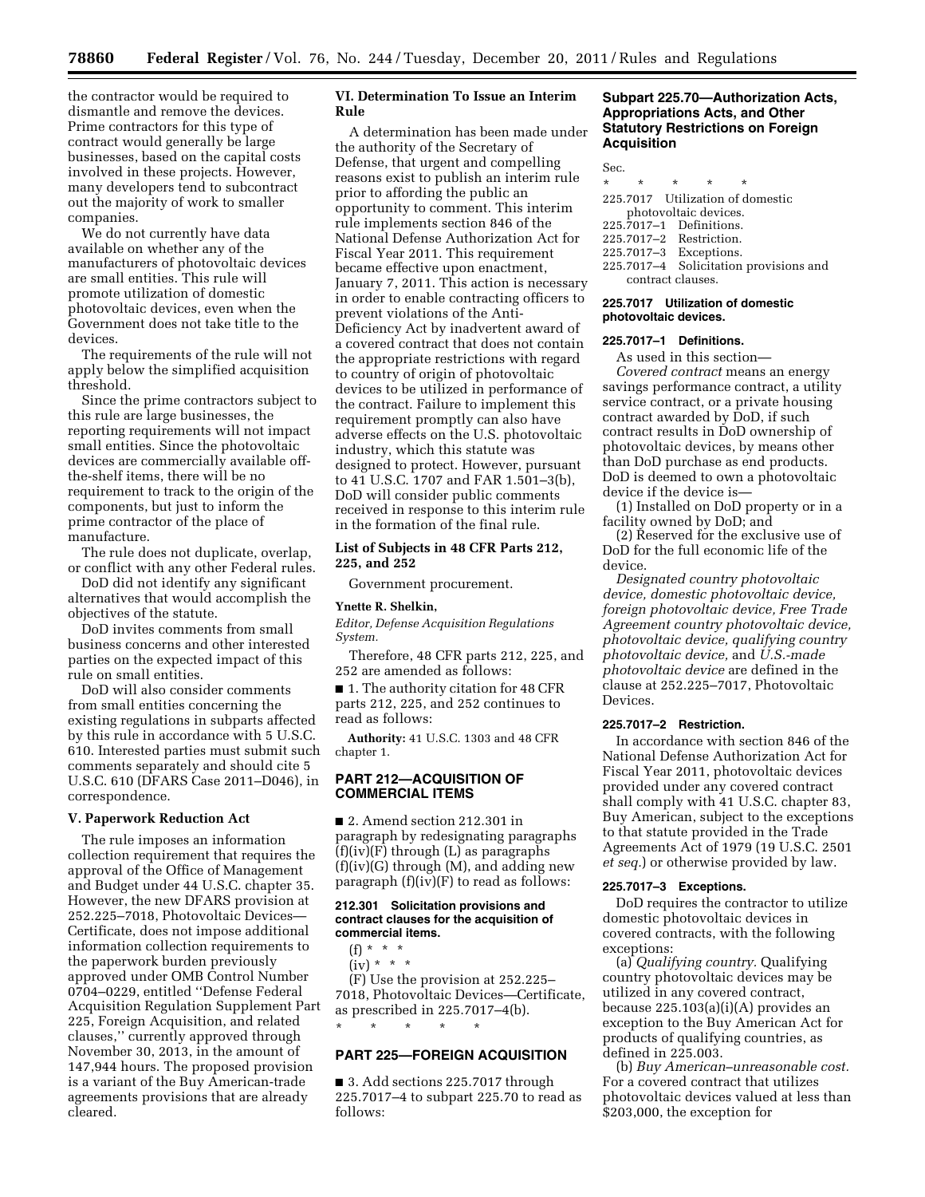the contractor would be required to dismantle and remove the devices. Prime contractors for this type of contract would generally be large businesses, based on the capital costs involved in these projects. However, many developers tend to subcontract out the majority of work to smaller companies.

We do not currently have data available on whether any of the manufacturers of photovoltaic devices are small entities. This rule will promote utilization of domestic photovoltaic devices, even when the Government does not take title to the devices.

The requirements of the rule will not apply below the simplified acquisition threshold.

Since the prime contractors subject to this rule are large businesses, the reporting requirements will not impact small entities. Since the photovoltaic devices are commercially available off-the-shelf items, there will be no requirement to track to the origin of the components, but just to inform the prime contractor of the place of manufacture.

The rule does not duplicate, overlap, or conflict with any other Federal rules.

DoD did not identify any significant alternatives that would accomplish the objectives of the statute.

DoD invites comments from small business concerns and other interested parties on the expected impact of this rule on small entities.

DoD will also consider comments from small entities concerning the existing regulations in subparts affected by this rule in accordance with 5 U.S.C. 610. Interested parties must submit such comments separately and should cite 5 U.S.C. 610 (DFARS Case 2011–D046), in correspondence.

## V. Paperwork Reduction Act

The rule imposes an information collection requirement that requires the approval of the Office of Management and Budget under 44 U.S.C. chapter 35. However, the new DFARS provision at 252.225–7018, Photovoltaic Devices—Certificate, does not impose additional information collection requirements to the paperwork burden previously approved under OMB Control Number 0704–0229, entitled ''Defense Federal Acquisition Regulation Supplement Part 225, Foreign Acquisition, and related clauses,'' currently approved through November 30, 2013, in the amount of 147,944 hours. The proposed provision is a variant of the Buy American-trade agreements provisions that are already cleared.

## VI. Determination To Issue an Interim Rule

A determination has been made under the authority of the Secretary of Defense, that urgent and compelling reasons exist to publish an interim rule prior to affording the public an opportunity to comment. This interim rule implements section 846 of the National Defense Authorization Act for Fiscal Year 2011. This requirement became effective upon enactment, January 7, 2011. This action is necessary in order to enable contracting officers to prevent violations of the Anti-Deficiency Act by inadvertent award of a covered contract that does not contain the appropriate restrictions with regard to country of origin of photovoltaic devices to be utilized in performance of the contract. Failure to implement this requirement promptly can also have adverse effects on the U.S. photovoltaic industry, which this statute was designed to protect. However, pursuant to 41 U.S.C. 1707 and FAR 1.501–3(b), DoD will consider public comments received in response to this interim rule in the formation of the final rule.

### List of Subjects in 48 CFR Parts 212, 225, and 252

Government procurement.

**Ynette R. Shelkin,**

*Editor, Defense Acquisition Regulations System.*

Therefore, 48 CFR parts 212, 225, and 252 are amended as follows:

■ 1. The authority citation for 48 CFR parts 212, 225, and 252 continues to read as follows:

**Authority:** 41 U.S.C. 1303 and 48 CFR chapter 1.

## PART 212—ACQUISITION OF COMMERCIAL ITEMS

■ 2. Amend section 212.301 in paragraph by redesignating paragraphs (f)(iv)(F) through (L) as paragraphs (f)(iv)(G) through (M), and adding new paragraph (f)(iv)(F) to read as follows:

### 212.301 Solicitation provisions and contract clauses for the acquisition of commercial items.

(f) * * *

(iv) * * *

(F) Use the provision at 252.225–7018, Photovoltaic Devices—Certificate, as prescribed in 225.7017–4(b).

\* \* \* \* \*

## PART 225—FOREIGN ACQUISITION

■ 3. Add sections 225.7017 through 225.7017–4 to subpart 225.70 to read as follows:

### Subpart 225.70—Authorization Acts, Appropriations Acts, and Other Statutory Restrictions on Foreign Acquisition

Sec.

\* \* \* \* \*

225.7017 Utilization of domestic photovoltaic devices.
225.7017–1 Definitions.
225.7017–2 Restriction.
225.7017–3 Exceptions.
225.7017–4 Solicitation provisions and contract clauses.

### 225.7017 Utilization of domestic photovoltaic devices.

### 225.7017–1 Definitions.

As used in this section—

*Covered contract* means an energy savings performance contract, a utility service contract, or a private housing contract awarded by DoD, if such contract results in DoD ownership of photovoltaic devices, by means other than DoD purchase as end products. DoD is deemed to own a photovoltaic device if the device is—

(1) Installed on DoD property or in a facility owned by DoD; and

(2) Reserved for the exclusive use of DoD for the full economic life of the device.

*Designated country photovoltaic device, domestic photovoltaic device, foreign photovoltaic device, Free Trade Agreement country photovoltaic device, photovoltaic device, qualifying country photovoltaic device,* and *U.S.-made photovoltaic device* are defined in the clause at 252.225–7017, Photovoltaic Devices.

### 225.7017–2 Restriction.

In accordance with section 846 of the National Defense Authorization Act for Fiscal Year 2011, photovoltaic devices provided under any covered contract shall comply with 41 U.S.C. chapter 83, Buy American, subject to the exceptions to that statute provided in the Trade Agreements Act of 1979 (19 U.S.C. 2501 *et seq.*) or otherwise provided by law.

### 225.7017–3 Exceptions.

DoD requires the contractor to utilize domestic photovoltaic devices in covered contracts, with the following exceptions:

(a) *Qualifying country.* Qualifying country photovoltaic devices may be utilized in any covered contract, because 225.103(a)(i)(A) provides an exception to the Buy American Act for products of qualifying countries, as defined in 225.003.

(b) *Buy American–unreasonable cost.* For a covered contract that utilizes photovoltaic devices valued at less than $203,000, the exception for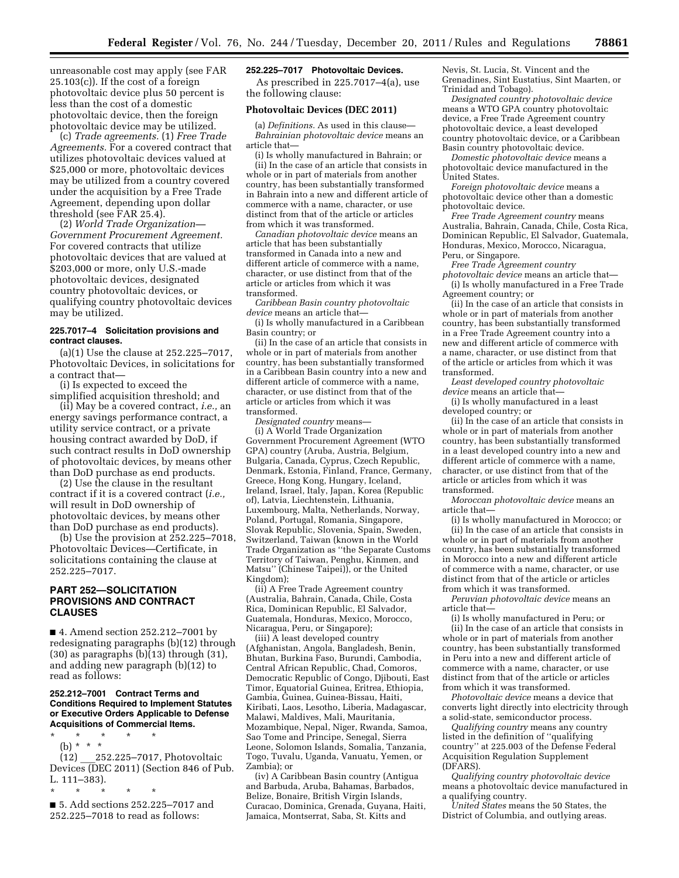unreasonable cost may apply (see FAR 25.103(c)). If the cost of a foreign photovoltaic device plus 50 percent is less than the cost of a domestic photovoltaic device, then the foreign photovoltaic device may be utilized.

(c) *Trade agreements.* (1) *Free Trade Agreements.* For a covered contract that utilizes photovoltaic devices valued at $25,000 or more, photovoltaic devices may be utilized from a country covered under the acquisition by a Free Trade Agreement, depending upon dollar threshold (see FAR 25.4).

(2) *World Trade Organization—Government Procurement Agreement.* For covered contracts that utilize photovoltaic devices that are valued at $203,000 or more, only U.S.-made photovoltaic devices, designated country photovoltaic devices, or qualifying country photovoltaic devices may be utilized.

#### 225.7017–4 Solicitation provisions and contract clauses.

(a)(1) Use the clause at 252.225–7017, Photovoltaic Devices, in solicitations for a contract that—

(i) Is expected to exceed the simplified acquisition threshold; and

(ii) May be a covered contract, *i.e.,* an energy savings performance contract, a utility service contract, or a private housing contract awarded by DoD, if such contract results in DoD ownership of photovoltaic devices, by means other than DoD purchase as end products.

(2) Use the clause in the resultant contract if it is a covered contract (*i.e.,* will result in DoD ownership of photovoltaic devices, by means other than DoD purchase as end products).

(b) Use the provision at 252.225–7018, Photovoltaic Devices—Certificate, in solicitations containing the clause at 252.225–7017.

## PART 252—SOLICITATION PROVISIONS AND CONTRACT CLAUSES

■ 4. Amend section 252.212–7001 by redesignating paragraphs (b)(12) through (30) as paragraphs (b)(13) through (31), and adding new paragraph (b)(12) to read as follows:

#### 252.212–7001 Contract Terms and Conditions Required to Implement Statutes or Executive Orders Applicable to Defense Acquisitions of Commercial Items.

\* \* \* \* \*

(b) \* \* \*

(12) \_\_252.225–7017, Photovoltaic Devices (DEC 2011) (Section 846 of Pub. L. 111–383).

\* \* \* \* \*

■ 5. Add sections 252.225–7017 and 252.225–7018 to read as follows:

#### 252.225–7017 Photovoltaic Devices.

As prescribed in 225.7017–4(a), use the following clause:

**Photovoltaic Devices (DEC 2011)**

(a) *Definitions.* As used in this clause—

*Bahrainian photovoltaic device* means an article that—

(i) Is wholly manufactured in Bahrain; or

(ii) In the case of an article that consists in whole or in part of materials from another country, has been substantially transformed in Bahrain into a new and different article of commerce with a name, character, or use distinct from that of the article or articles from which it was transformed.

*Canadian photovoltaic device* means an article that has been substantially transformed in Canada into a new and different article of commerce with a name, character, or use distinct from that of the article or articles from which it was transformed.

*Caribbean Basin country photovoltaic device* means an article that—

(i) Is wholly manufactured in a Caribbean Basin country; or

(ii) In the case of an article that consists in whole or in part of materials from another country, has been substantially transformed in a Caribbean Basin country into a new and different article of commerce with a name, character, or use distinct from that of the article or articles from which it was transformed.

*Designated country* means—

(i) A World Trade Organization Government Procurement Agreement (WTO GPA) country (Aruba, Austria, Belgium, Bulgaria, Canada, Cyprus, Czech Republic, Denmark, Estonia, Finland, France, Germany, Greece, Hong Kong, Hungary, Iceland, Ireland, Israel, Italy, Japan, Korea (Republic of), Latvia, Liechtenstein, Lithuania, Luxembourg, Malta, Netherlands, Norway, Poland, Portugal, Romania, Singapore, Slovak Republic, Slovenia, Spain, Sweden, Switzerland, Taiwan (known in the World Trade Organization as ''the Separate Customs Territory of Taiwan, Penghu, Kinmen, and Matsu'' (Chinese Taipei)), or the United Kingdom);

(ii) A Free Trade Agreement country (Australia, Bahrain, Canada, Chile, Costa Rica, Dominican Republic, El Salvador, Guatemala, Honduras, Mexico, Morocco, Nicaragua, Peru, or Singapore);

(iii) A least developed country (Afghanistan, Angola, Bangladesh, Benin, Bhutan, Burkina Faso, Burundi, Cambodia, Central African Republic, Chad, Comoros, Democratic Republic of Congo, Djibouti, East Timor, Equatorial Guinea, Eritrea, Ethiopia, Gambia, Guinea, Guinea-Bissau, Haiti, Kiribati, Laos, Lesotho, Liberia, Madagascar, Malawi, Maldives, Mali, Mauritania, Mozambique, Nepal, Niger, Rwanda, Samoa, Sao Tome and Principe, Senegal, Sierra Leone, Solomon Islands, Somalia, Tanzania, Togo, Tuvalu, Uganda, Vanuatu, Yemen, or Zambia); or

(iv) A Caribbean Basin country (Antigua and Barbuda, Aruba, Bahamas, Barbados, Belize, Bonaire, British Virgin Islands, Curacao, Dominica, Grenada, Guyana, Haiti, Jamaica, Montserrat, Saba, St. Kitts and Nevis, St. Lucia, St. Vincent and the Grenadines, Sint Eustatius, Sint Maarten, or Trinidad and Tobago).

*Designated country photovoltaic device* means a WTO GPA country photovoltaic device, a Free Trade Agreement country photovoltaic device, a least developed country photovoltaic device, or a Caribbean Basin country photovoltaic device.

*Domestic photovoltaic device* means a photovoltaic device manufactured in the United States.

*Foreign photovoltaic device* means a photovoltaic device other than a domestic photovoltaic device.

*Free Trade Agreement country* means Australia, Bahrain, Canada, Chile, Costa Rica, Dominican Republic, El Salvador, Guatemala, Honduras, Mexico, Morocco, Nicaragua, Peru, or Singapore.

*Free Trade Agreement country photovoltaic device* means an article that—

(i) Is wholly manufactured in a Free Trade Agreement country; or

(ii) In the case of an article that consists in whole or in part of materials from another country, has been substantially transformed in a Free Trade Agreement country into a new and different article of commerce with a name, character, or use distinct from that of the article or articles from which it was transformed.

*Least developed country photovoltaic device* means an article that—

(i) Is wholly manufactured in a least developed country; or

(ii) In the case of an article that consists in whole or in part of materials from another country, has been substantially transformed in a least developed country into a new and different article of commerce with a name, character, or use distinct from that of the article or articles from which it was transformed.

*Moroccan photovoltaic device* means an article that—

(i) Is wholly manufactured in Morocco; or

(ii) In the case of an article that consists in whole or in part of materials from another country, has been substantially transformed in Morocco into a new and different article of commerce with a name, character, or use distinct from that of the article or articles from which it was transformed.

*Peruvian photovoltaic device* means an article that—

(i) Is wholly manufactured in Peru; or

(ii) In the case of an article that consists in whole or in part of materials from another country, has been substantially transformed in Peru into a new and different article of commerce with a name, character, or use distinct from that of the article or articles from which it was transformed.

*Photovoltaic device* means a device that converts light directly into electricity through a solid-state, semiconductor process.

*Qualifying country* means any country listed in the definition of ''qualifying country'' at 225.003 of the Defense Federal Acquisition Regulation Supplement (DFARS).

*Qualifying country photovoltaic device* means a photovoltaic device manufactured in a qualifying country.

*United States* means the 50 States, the District of Columbia, and outlying areas.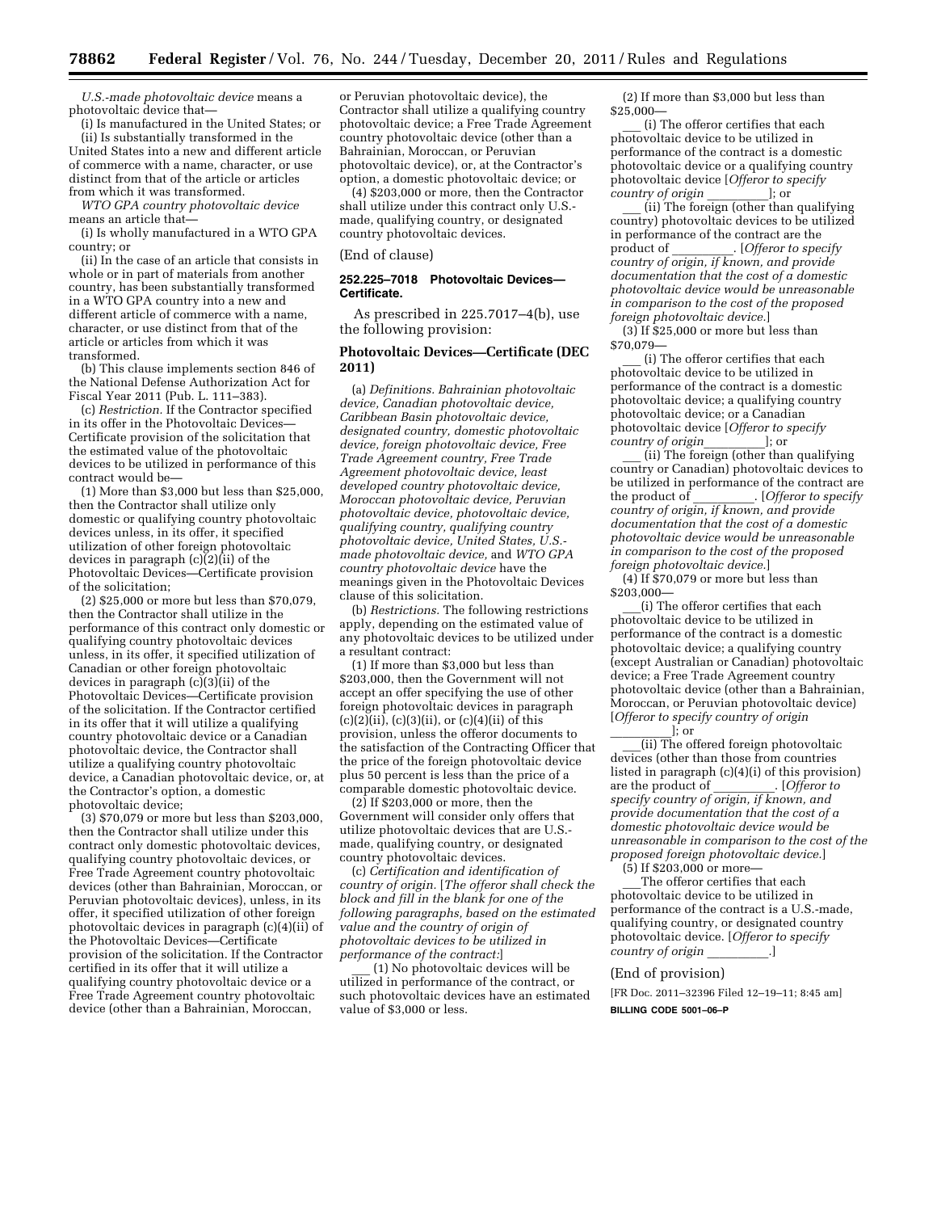*U.S.-made photovoltaic device* means a photovoltaic device that—

(i) Is manufactured in the United States; or

(ii) Is substantially transformed in the United States into a new and different article of commerce with a name, character, or use distinct from that of the article or articles from which it was transformed.

*WTO GPA country photovoltaic device* means an article that—

(i) Is wholly manufactured in a WTO GPA country; or

(ii) In the case of an article that consists in whole or in part of materials from another country, has been substantially transformed in a WTO GPA country into a new and different article of commerce with a name, character, or use distinct from that of the article or articles from which it was transformed.

(b) This clause implements section 846 of the National Defense Authorization Act for Fiscal Year 2011 (Pub. L. 111–383).

(c) *Restriction.* If the Contractor specified in its offer in the Photovoltaic Devices—Certificate provision of the solicitation that the estimated value of the photovoltaic devices to be utilized in performance of this contract would be—

(1) More than $3,000 but less than $25,000, then the Contractor shall utilize only domestic or qualifying country photovoltaic devices unless, in its offer, it specified utilization of other foreign photovoltaic devices in paragraph (c)(2)(ii) of the Photovoltaic Devices—Certificate provision of the solicitation;

(2) $25,000 or more but less than $70,079, then the Contractor shall utilize in the performance of this contract only domestic or qualifying country photovoltaic devices unless, in its offer, it specified utilization of Canadian or other foreign photovoltaic devices in paragraph (c)(3)(ii) of the Photovoltaic Devices—Certificate provision of the solicitation. If the Contractor certified in its offer that it will utilize a qualifying country photovoltaic device or a Canadian photovoltaic device, the Contractor shall utilize a qualifying country photovoltaic device, a Canadian photovoltaic device, or, at the Contractor's option, a domestic photovoltaic device;

(3) $70,079 or more but less than $203,000, then the Contractor shall utilize under this contract only domestic photovoltaic devices, qualifying country photovoltaic devices, or Free Trade Agreement country photovoltaic devices (other than Bahrainian, Moroccan, or Peruvian photovoltaic devices), unless, in its offer, it specified utilization of other foreign photovoltaic devices in paragraph (c)(4)(ii) of the Photovoltaic Devices—Certificate provision of the solicitation. If the Contractor certified in its offer that it will utilize a qualifying country photovoltaic device or a Free Trade Agreement country photovoltaic device (other than a Bahrainian, Moroccan, or Peruvian photovoltaic device), the Contractor shall utilize a qualifying country photovoltaic device; a Free Trade Agreement country photovoltaic device (other than a Bahrainian, Moroccan, or Peruvian photovoltaic device), or, at the Contractor's option, a domestic photovoltaic device; or

(4) $203,000 or more, then the Contractor shall utilize under this contract only U.S.-made, qualifying country, or designated country photovoltaic devices.

(End of clause)

**252.225–7018 Photovoltaic Devices—Certificate.**

As prescribed in 225.7017–4(b), use the following provision:

**Photovoltaic Devices—Certificate (DEC 2011)**

(a) *Definitions. Bahrainian photovoltaic device, Canadian photovoltaic device, Caribbean Basin photovoltaic device, designated country, domestic photovoltaic device, foreign photovoltaic device, Free Trade Agreement country, Free Trade Agreement photovoltaic device, least developed country photovoltaic device, Moroccan photovoltaic device, Peruvian photovoltaic device, photovoltaic device, qualifying country, qualifying country photovoltaic device, United States, U.S.-made photovoltaic device,* and *WTO GPA country photovoltaic device* have the meanings given in the Photovoltaic Devices clause of this solicitation.

(b) *Restrictions.* The following restrictions apply, depending on the estimated value of any photovoltaic devices to be utilized under a resultant contract:

(1) If more than $3,000 but less than $203,000, then the Government will not accept an offer specifying the use of other foreign photovoltaic devices in paragraph (c)(2)(ii), (c)(3)(ii), or (c)(4)(ii) of this provision, unless the offeror documents to the satisfaction of the Contracting Officer that the price of the foreign photovoltaic device plus 50 percent is less than the price of a comparable domestic photovoltaic device.

(2) If $203,000 or more, then the Government will consider only offers that utilize photovoltaic devices that are U.S.-made, qualifying country, or designated country photovoltaic devices.

(c) *Certification and identification of country of origin.* [*The offeror shall check the block and fill in the blank for one of the following paragraphs, based on the estimated value and the country of origin of photovoltaic devices to be utilized in performance of the contract:*]

___ (1) No photovoltaic devices will be utilized in performance of the contract, or such photovoltaic devices have an estimated value of $3,000 or less.

(2) If more than $3,000 but less than $25,000—

___ (i) The offeror certifies that each photovoltaic device to be utilized in performance of the contract is a domestic photovoltaic device or a qualifying country photovoltaic device [*Offeror to specify country of origin* ________]; or

___ (ii) The foreign (other than qualifying country) photovoltaic devices to be utilized in performance of the contract are the product of ________. [*Offeror to specify country of origin, if known, and provide documentation that the cost of a domestic photovoltaic device would be unreasonable in comparison to the cost of the proposed foreign photovoltaic device.*]

(3) If $25,000 or more but less than $70,079—

___ (i) The offeror certifies that each photovoltaic device to be utilized in performance of the contract is a domestic photovoltaic device; a qualifying country photovoltaic device; or a Canadian photovoltaic device [*Offeror to specify country of origin* ________]; or

___ (ii) The foreign (other than qualifying country or Canadian) photovoltaic devices to be utilized in performance of the contract are the product of ________. [*Offeror to specify country of origin, if known, and provide documentation that the cost of a domestic photovoltaic device would be unreasonable in comparison to the cost of the proposed foreign photovoltaic device.*]

(4) If $70,079 or more but less than $203,000—

___(i) The offeror certifies that each photovoltaic device to be utilized in performance of the contract is a domestic photovoltaic device; a qualifying country (except Australian or Canadian) photovoltaic device; a Free Trade Agreement country photovoltaic device (other than a Bahrainian, Moroccan, or Peruvian photovoltaic device) [*Offeror to specify country of origin* ________]; or

___(ii) The offered foreign photovoltaic devices (other than those from countries listed in paragraph (c)(4)(i) of this provision) are the product of ________. [*Offeror to specify country of origin, if known, and provide documentation that the cost of a domestic photovoltaic device would be unreasonable in comparison to the cost of the proposed foreign photovoltaic device.*]

(5) If $203,000 or more—

___The offeror certifies that each photovoltaic device to be utilized in performance of the contract is a U.S.-made, qualifying country, or designated country photovoltaic device. [*Offeror to specify country of origin* ________.]

(End of provision)

[FR Doc. 2011–32396 Filed 12–19–11; 8:45 am]

**BILLING CODE 5001–06–P**